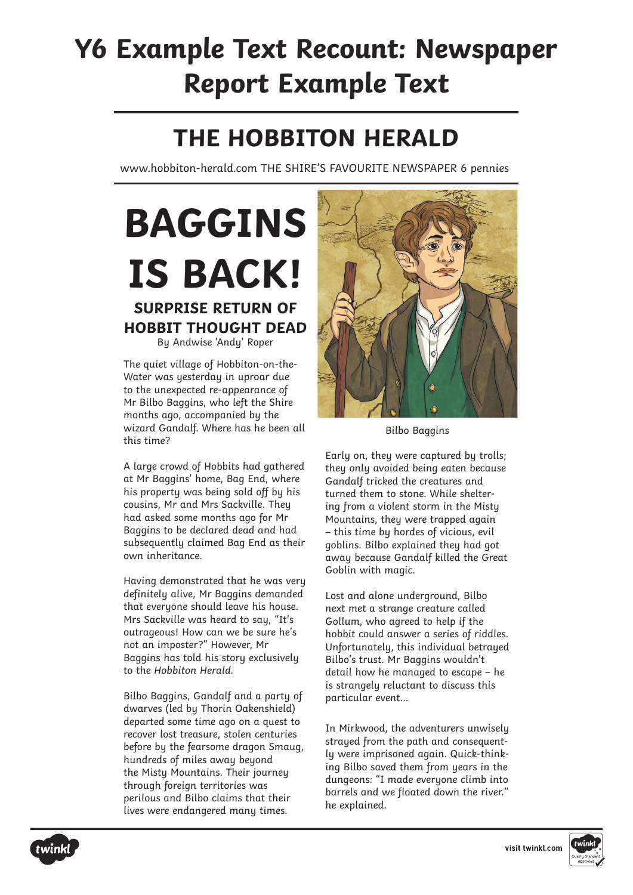# Y6 Example Text Recount: Newspaper Report Example Text

## THE HOBBITON HERALD

www.hobbiton-herald.com THE SHIRE'S FAVOURITE NEWSPAPER 6 pennies

# BAGGINS IS BACK!

### SURPRISE RETURN OF HOBBIT THOUGHT DEAD

By Andwise 'Andy' Roper

The quiet village of Hobbiton-on-the-Water was yesterday in uproar due to the unexpected re-appearance of Mr Bilbo Baggins, who left the Shire months ago, accompanied by the wizard Gandalf. Where has he been all this time?

A large crowd of Hobbits had gathered at Mr Baggins' home, Bag End, where his property was being sold off by his cousins, Mr and Mrs Sackville. They had asked some months ago for Mr Baggins to be declared dead and had subsequently claimed Bag End as their own inheritance.

Having demonstrated that he was very definitely alive, Mr Baggins demanded that everyone should leave his house. Mrs Sackville was heard to say, "It's outrageous! How can we be sure he's not an imposter?" However, Mr Baggins has told his story exclusively to the *Hobbiton Herald.*

Bilbo Baggins, Gandalf and a party of dwarves (led by Thorin Oakenshield) departed some time ago on a quest to recover lost treasure, stolen centuries before by the fearsome dragon Smaug, hundreds of miles away beyond the Misty Mountains. Their journey through foreign territories was perilous and Bilbo claims that their lives were endangered many times.

Bilbo Baggins

Early on, they were captured by trolls; they only avoided being eaten because Gandalf tricked the creatures and turned them to stone. While sheltering from a violent storm in the Misty Mountains, they were trapped again – this time by hordes of vicious, evil goblins. Bilbo explained they had got away because Gandalf killed the Great Goblin with magic.

Lost and alone underground, Bilbo next met a strange creature called Gollum, who agreed to help if the hobbit could answer a series of riddles. Unfortunately, this individual betrayed Bilbo's trust. Mr Baggins wouldn't detail how he managed to escape – he is strangely reluctant to discuss this particular event...

In Mirkwood, the adventurers unwisely strayed from the path and consequently were imprisoned again. Quick-thinking Bilbo saved them from years in the dungeons: "I made everyone climb into barrels and we floated down the river." he explained.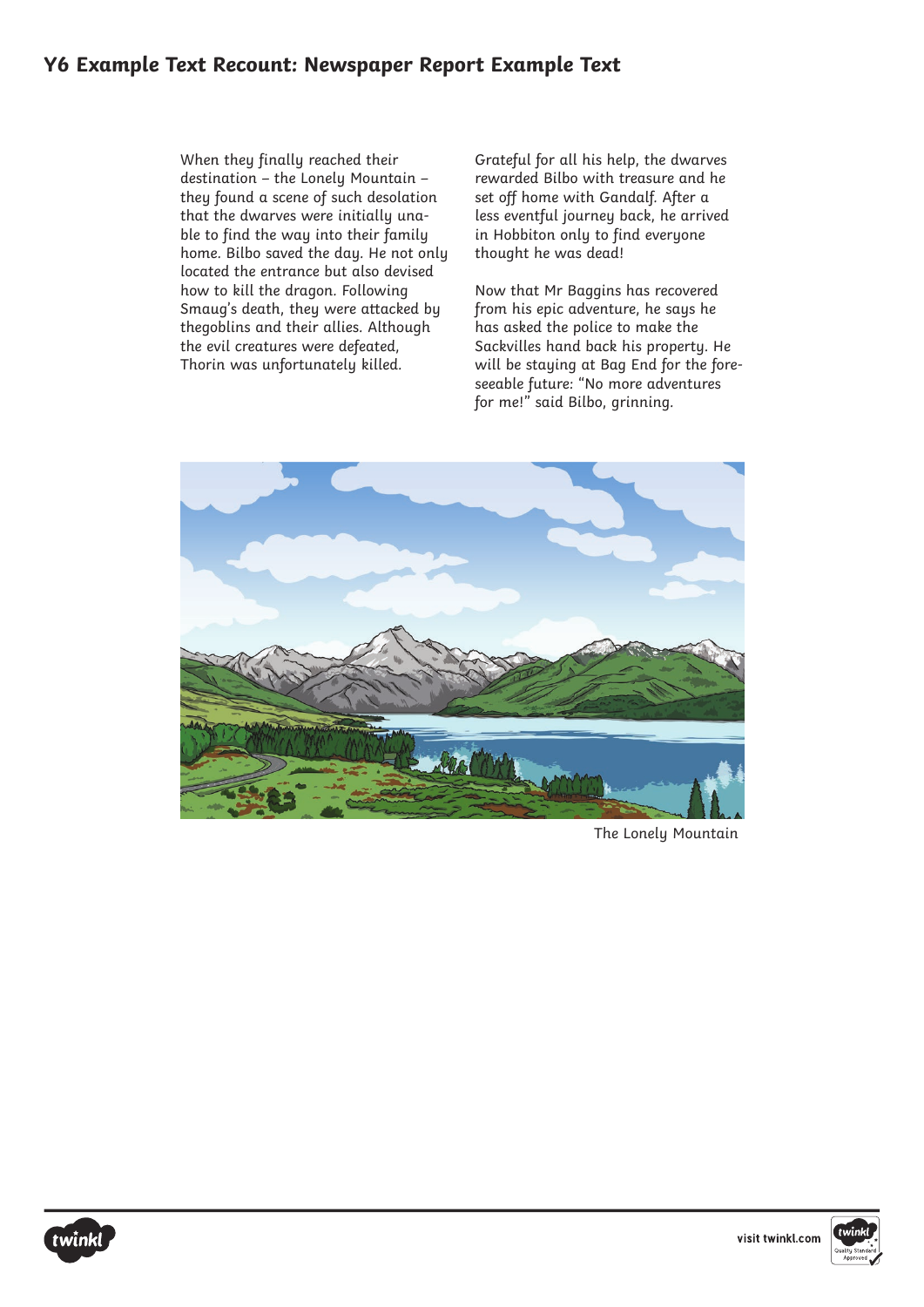When they finally reached their destination – the Lonely Mountain – they found a scene of such desolation that the dwarves were initially unable to find the way into their family home. Bilbo saved the day. He not only located the entrance but also devised how to kill the dragon. Following Smaug's death, they were attacked by thegoblins and their allies. Although the evil creatures were defeated, Thorin was unfortunately killed.

Grateful for all his help, the dwarves rewarded Bilbo with treasure and he set off home with Gandalf. After a less eventful journey back, he arrived in Hobbiton only to find everyone thought he was dead!

Now that Mr Baggins has recovered from his epic adventure, he says he has asked the police to make the Sackvilles hand back his property. He will be staying at Bag End for the foreseeable future: "No more adventures for me!" said Bilbo, grinning.

The Lonely Mountain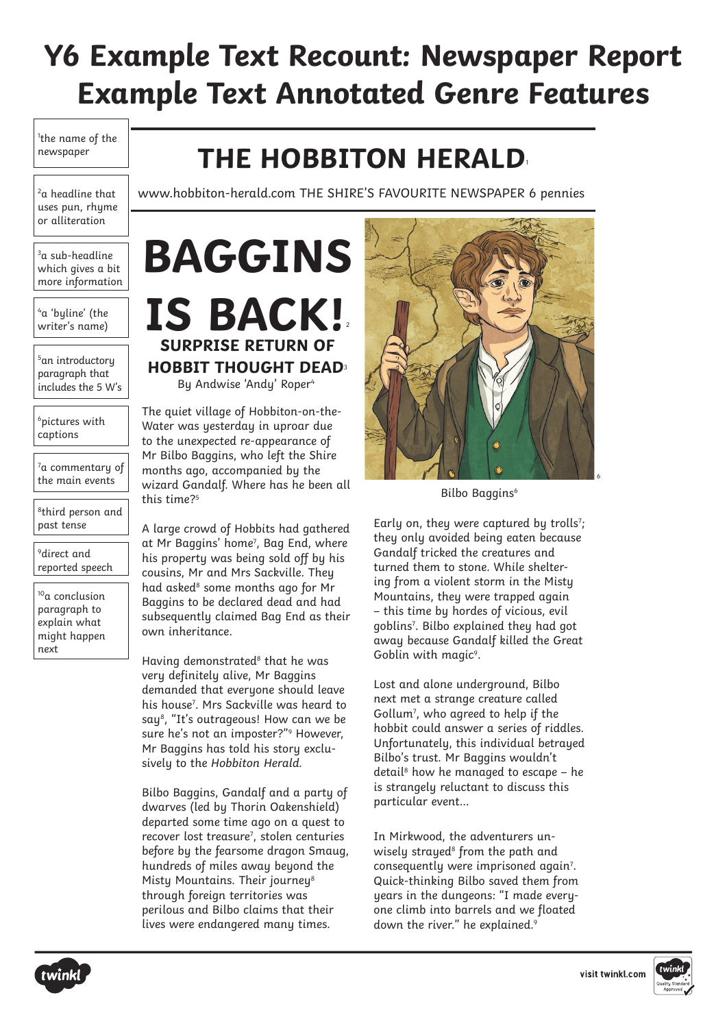# Y6 Example Text Recount: Newspaper Report Example Text Annotated Genre Features

[1]the name of the newspaper

[2]a headline that uses pun, rhyme or alliteration

[3]a sub-headline which gives a bit more information

[4]a 'byline' (the writer's name)

[5]an introductory paragraph that includes the 5 W's

[6]pictures with captions

[7]a commentary of the main events

[8]third person and past tense

[9]direct and reported speech

[10]a conclusion paragraph to explain what might happen next

## THE HOBBITON HERALD[1]

www.hobbiton-herald.com THE SHIRE'S FAVOURITE NEWSPAPER 6 pennies

# BAGGINS IS BACK![2]

### SURPRISE RETURN OF HOBBIT THOUGHT DEAD[3]

By Andwise 'Andy' Roper[4]

The quiet village of Hobbiton-on-the-Water was yesterday in uproar due to the unexpected re-appearance of Mr Bilbo Baggins, who left the Shire months ago, accompanied by the wizard Gandalf. Where has he been all this time?[5]

A large crowd of Hobbits had gathered at Mr Baggins' home[7], Bag End, where his property was being sold off by his cousins, Mr and Mrs Sackville. They had asked[8] some months ago for Mr Baggins to be declared dead and had subsequently claimed Bag End as their own inheritance.

Having demonstrated[8] that he was very definitely alive, Mr Baggins demanded that everyone should leave his house[7]. Mrs Sackville was heard to say[8], "It's outrageous! How can we be sure he's not an imposter?"[9] However, Mr Baggins has told his story exclusively to the *Hobbiton Herald.*

Bilbo Baggins, Gandalf and a party of dwarves (led by Thorin Oakenshield) departed some time ago on a quest to recover lost treasure[7], stolen centuries before by the fearsome dragon Smaug, hundreds of miles away beyond the Misty Mountains. Their journey[8] through foreign territories was perilous and Bilbo claims that their lives were endangered many times.

Bilbo Baggins[6]

Early on, they were captured by trolls[7]; they only avoided being eaten because Gandalf tricked the creatures and turned them to stone. While sheltering from a violent storm in the Misty Mountains, they were trapped again – this time by hordes of vicious, evil goblins[7]. Bilbo explained they had got away because Gandalf killed the Great Goblin with magic[9].

Lost and alone underground, Bilbo next met a strange creature called Gollum[7], who agreed to help if the hobbit could answer a series of riddles. Unfortunately, this individual betrayed Bilbo's trust. Mr Baggins wouldn't detail[8] how he managed to escape – he is strangely reluctant to discuss this particular event...

In Mirkwood, the adventurers unwisely strayed[8] from the path and consequently were imprisoned again[7]. Quick-thinking Bilbo saved them from years in the dungeons: "I made everyone climb into barrels and we floated down the river." he explained.[9]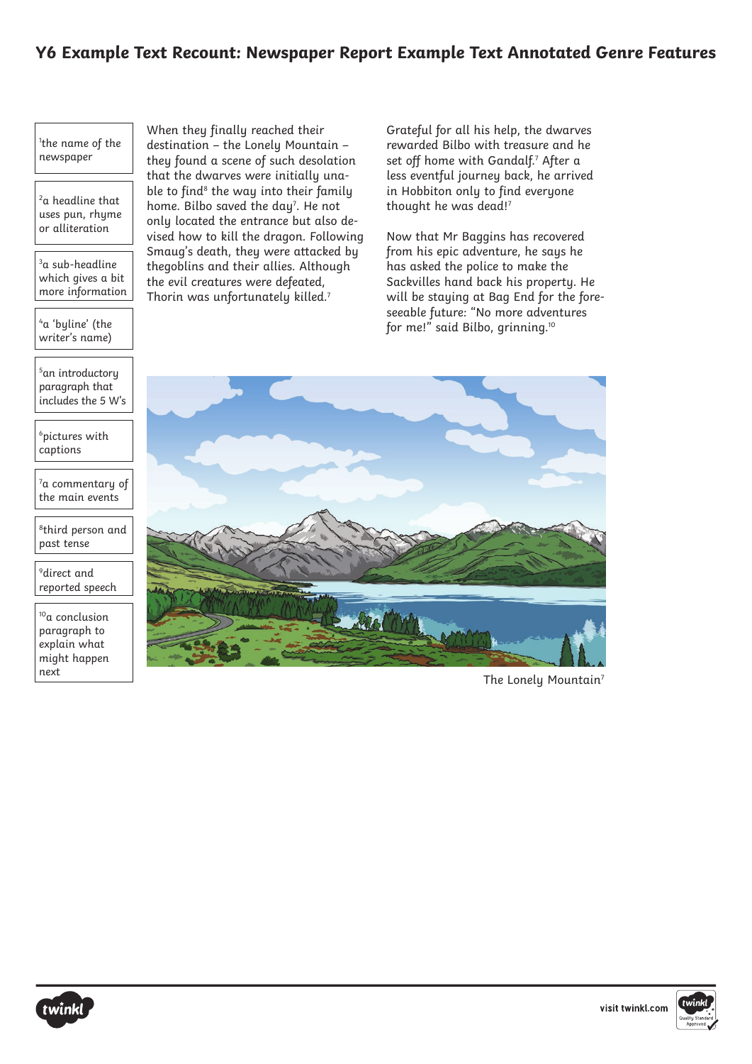## Y6 Example Text Recount: Newspaper Report Example Text Annotated Genre Features

[1]the name of the newspaper

[2]a headline that uses pun, rhyme or alliteration

[3]a sub-headline which gives a bit more information

[4]a 'byline' (the writer's name)

[5]an introductory paragraph that includes the 5 W's

[6]pictures with captions

[7]a commentary of the main events

[8]third person and past tense

[9]direct and reported speech

[10]a conclusion paragraph to explain what might happen next

When they finally reached their destination – the Lonely Mountain – they found a scene of such desolation that the dwarves were initially unable to find[8] the way into their family home. Bilbo saved the day[7]. He not only located the entrance but also devised how to kill the dragon. Following Smaug's death, they were attacked by thegoblins and their allies. Although the evil creatures were defeated, Thorin was unfortunately killed.[7]

Grateful for all his help, the dwarves rewarded Bilbo with treasure and he set off home with Gandalf.[7] After a less eventful journey back, he arrived in Hobbiton only to find everyone thought he was dead![7]

Now that Mr Baggins has recovered from his epic adventure, he says he has asked the police to make the Sackvilles hand back his property. He will be staying at Bag End for the foreseeable future: "No more adventures for me!" said Bilbo, grinning.[10]

The Lonely Mountain[7]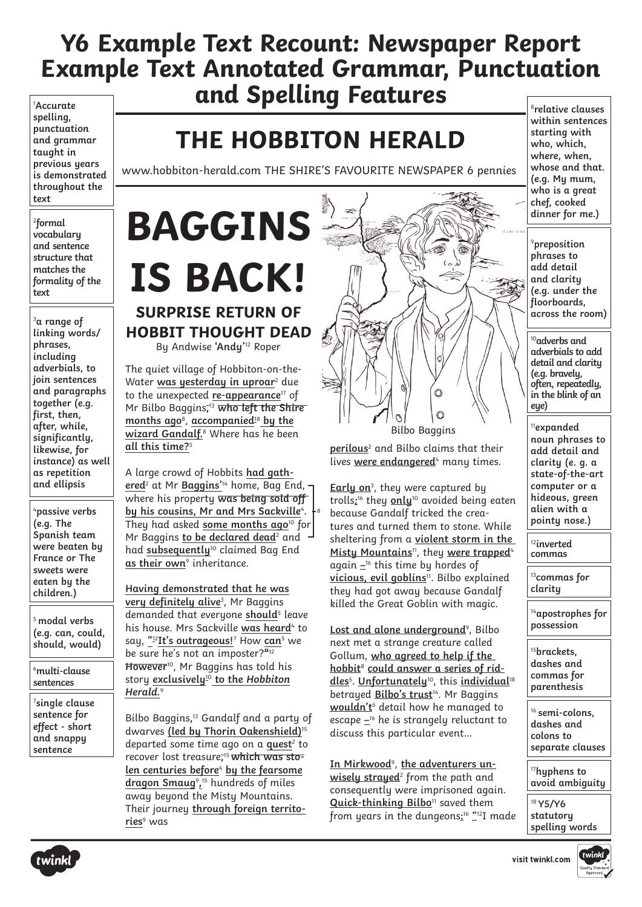# Y6 Example Text Recount: Newspaper Report Example Text Annotated Grammar, Punctuation and Spelling Features

[1] **Accurate spelling, punctuation and grammar taught in previous years is demonstrated throughout the text**

[2] **formal vocabulary and sentence structure that matches the formality of the text**

[3] **a range of linking words/ phrases, including adverbials, to join sentences and paragraphs together (e.g. first, then, after, while, significantly, likewise, for instance) as well as repetition and ellipsis**

[4] **passive verbs (e.g. The Spanish team were beaten by France or The sweets were eaten by the children.)**

[5] **modal verbs (e.g. can, could, should, would)**

[6] **multi-clause sentences**

[7] **single clause sentence for effect - short and snappy sentence**

[8] **relative clauses within sentences starting with who, which, where, when, whose and that. (e.g. My mum, who is a great chef, cooked dinner for me.)**

[9] **preposition phrases to add detail and clarity (e.g. under the floorboards, across the room)**

[10] **adverbs and adverbials to add detail and clarity (e.g. bravely, often, repeatedly, in the blink of an eye)**

[11] **expanded noun phrases to add detail and clarity (e. g. a state-of-the-art computer or a hideous, green alien with a pointy nose.)**

[12] **inverted commas**

[13] **commas for clarity**

[14] **apostrophes for possession**

[15] **brackets, dashes and commas for parenthesis**

[16] **semi-colons, dashes and colons to separate clauses**

[17] **hyphens to avoid ambiguity**

[18] **Y5/Y6 statutory spelling words**

## THE HOBBITON HERALD

www.hobbiton-herald.com THE SHIRE'S FAVOURITE NEWSPAPER 6 pennies

# BAGGINS IS BACK!

### SURPRISE RETURN OF HOBBIT THOUGHT DEAD

By Andwise 'Andy'[12] Roper

The quiet village of Hobbiton-on-the-Water was yesterday in uproar[2] due to the unexpected re-appearance[17] of Mr Bilbo Baggins,[13] who left the Shire months ago[8], accompanied[18] by the wizard Gandalf.[8] Where has he been all this time?[3]

A large crowd of Hobbits had gathered[2] at Mr Baggins'[14] home, Bag End, where his property was being sold off by his cousins, Mr and Mrs Sackville[4].[8] They had asked some months ago[10] for Mr Baggins to be declared dead[2] and had subsequently[10] claimed Bag End as their own[9] inheritance.

Having demonstrated that he was very definitely alive[3], Mr Baggins demanded that everyone should[5] leave his house. Mrs Sackville was heard[4] to say, "[12]It's outrageous![7] How can[5] we be sure he's not an imposter?"[12] However[10], Mr Baggins has told his story exclusively[10] to the *Hobbiton Herald*.[9]

Bilbo Baggins,[13] Gandalf and a party of dwarves (led by Thorin Oakenshield)[15] departed some time ago on a quest[2] to recover lost treasure,[15] which was stolen centuries before[4] by the fearsome dragon Smaug[9],[15] hundreds of miles away beyond the Misty Mountains. Their journey through foreign territories[9] was perilous[2] and Bilbo claims that their lives were endangered[4] many times.

Bilbo Baggins

Early on[3], they were captured by trolls;[16] they only[10] avoided being eaten because Gandalf tricked the creatures and turned them to stone. While sheltering from a violent storm in the Misty Mountains[11], they were trapped[4] again –[16] this time by hordes of vicious, evil goblins[11]. Bilbo explained they had got away because Gandalf killed the Great Goblin with magic.

Lost and alone underground[9], Bilbo next met a strange creature called Gollum, who agreed to help if the hobbit[8] could answer a series of riddles[5]. Unfortunately[10], this individual[18] betrayed Bilbo's trust[14]. Mr Baggins wouldn't[5] detail how he managed to escape –[16] he is strangely reluctant to discuss this particular event...

In Mirkwood[9], the adventurers unwisely strayed[2] from the path and consequently were imprisoned again. Quick-thinking Bilbo[11] saved them from years in the dungeons:[16] "[12]I made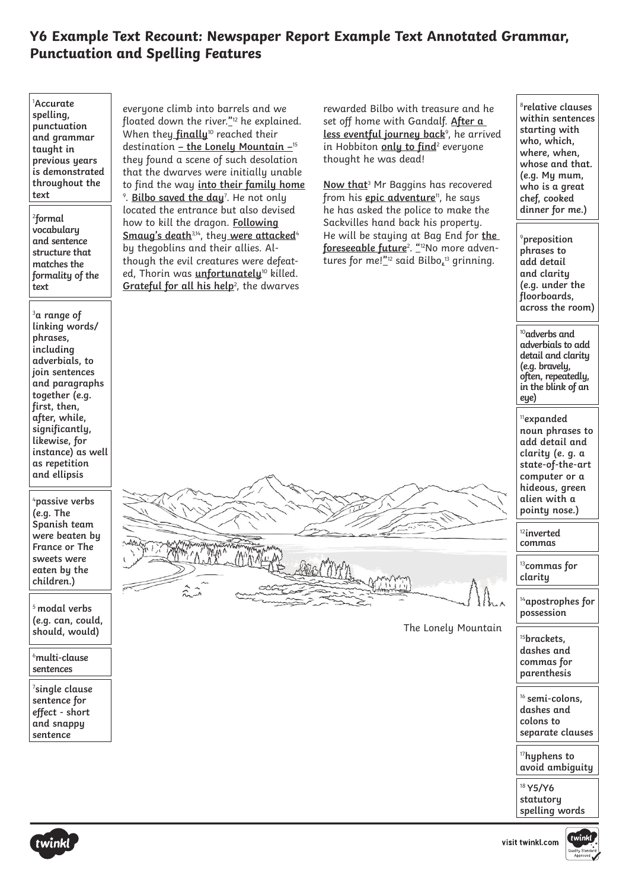## Y6 Example Text Recount: Newspaper Report Example Text Annotated Grammar, Punctuation and Spelling Features

everyone climb into barrels and we floated down the river."[12] he explained. When they **finally**[10] reached their destination **– the Lonely Mountain –**[15] they found a scene of such desolation that the dwarves were initially unable to find the way **into their family home**[9]. **Bilbo saved the day**[7]. He not only located the entrance but also devised how to kill the dragon. **Following Smaug's death**[3,14], they **were attacked**[4] by thegoblins and their allies. Although the evil creatures were defeated, Thorin was **unfortunately**[10] killed. **Grateful for all his help**[2], the dwarves rewarded Bilbo with treasure and he set off home with Gandalf. **After a less eventful journey back**[9], he arrived in Hobbiton **only to find**[2] everyone thought he was dead!

**Now that**[3] Mr Baggins has recovered from his **epic adventure**[11], he says he has asked the police to make the Sackvilles hand back his property. He will be staying at Bag End for **the foreseeable future**[2]. "[12]No more adventures for me!"[12] said Bilbo,[13] grinning.

The Lonely Mountain

[1] Accurate spelling, punctuation and grammar taught in previous years is demonstrated throughout the text

[2] formal vocabulary and sentence structure that matches the formality of the text

[3] a range of linking words/ phrases, including adverbials, to join sentences and paragraphs together (e.g. first, then, after, while, significantly, likewise, for instance) as well as repetition and ellipsis

[4] passive verbs (e.g. The Spanish team were beaten by France or The sweets were eaten by the children.)

[5] modal verbs (e.g. can, could, should, would)

[6] multi-clause sentences

[7] single clause sentence for effect - short and snappy sentence

[8] relative clauses within sentences starting with who, which, where, when, whose and that. (e.g. My mum, who is a great chef, cooked dinner for me.)

[9] preposition phrases to add detail and clarity (e.g. under the floorboards, across the room)

[10] adverbs and adverbials to add detail and clarity (e.g. bravely, often, repeatedly, in the blink of an eye)

[11] expanded noun phrases to add detail and clarity (e. g. a state-of-the-art computer or a hideous, green alien with a pointy nose.)

[12] inverted commas

[13] commas for clarity

[14] apostrophes for possession

[15] brackets, dashes and commas for parenthesis

[16] semi-colons, dashes and colons to separate clauses

[17] hyphens to avoid ambiguity

[18] Y5/Y6 statutory spelling words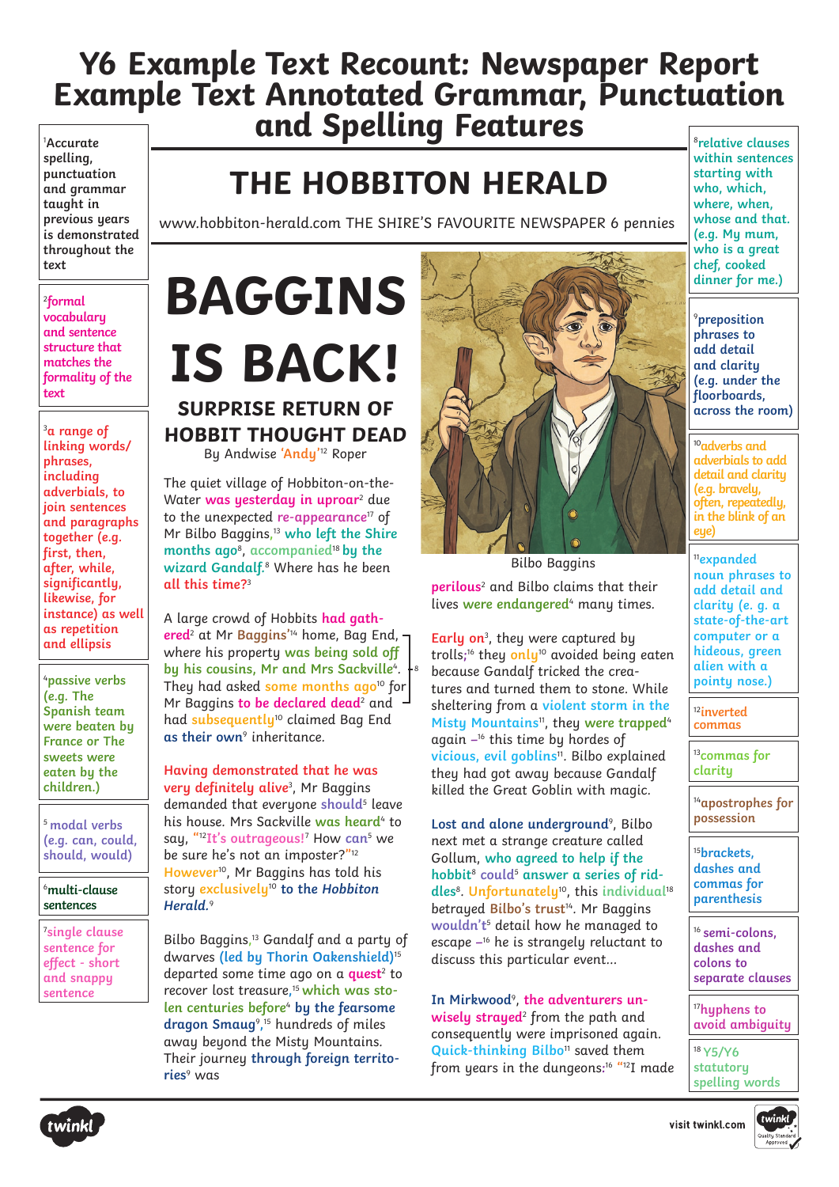# Y6 Example Text Recount: Newspaper Report Example Text Annotated Grammar, Punctuation and Spelling Features

[1]Accurate spelling, punctuation and grammar taught in previous years is demonstrated throughout the text

[2]formal vocabulary and sentence structure that matches the formality of the text

[3]a range of linking words/ phrases, including adverbials, to join sentences and paragraphs together (e.g. first, then, after, while, significantly, likewise, for instance) as well as repetition and ellipsis

[4]passive verbs (e.g. The Spanish team were beaten by France or The sweets were eaten by the children.)

[5] modal verbs (e.g. can, could, should, would)

[6]multi-clause sentences

[7]single clause sentence for effect - short and snappy sentence

## THE HOBBITON HERALD

www.hobbiton-herald.com THE SHIRE'S FAVOURITE NEWSPAPER 6 pennies

# BAGGINS IS BACK!

### SURPRISE RETURN OF HOBBIT THOUGHT DEAD

By Andwise 'Andy'[12] Roper

The quiet village of Hobbiton-on-the-Water was yesterday in uproar[2] due to the unexpected re-appearance[17] of Mr Bilbo Baggins,[13] who left the Shire months ago[8], accompanied[18] by the wizard Gandalf.[8] Where has he been all this time?[3]

A large crowd of Hobbits had gathered[2] at Mr Baggins'[14] home, Bag End, where his property was being sold off by his cousins, Mr and Mrs Sackville[4]. They had asked some months ago[10] for Mr Baggins to be declared dead[2] and had subsequently[10] claimed Bag End as their own[9] inheritance.[8]

Having demonstrated that he was very definitely alive[3], Mr Baggins demanded that everyone should[5] leave his house. Mrs Sackville was heard[4] to say, "[12]It's outrageous![7] How can[5] we be sure he's not an imposter?"[12] However[10], Mr Baggins has told his story exclusively[10] to the *Hobbiton Herald*.[9]

Bilbo Baggins,[13] Gandalf and a party of dwarves (led by Thorin Oakenshield)[15] departed some time ago on a quest[2] to recover lost treasure,[15] which was stolen centuries before[8] by the fearsome dragon Smaug[9],[15] hundreds of miles away beyond the Misty Mountains. Their journey through foreign territories[9] was perilous[2] and Bilbo claims that their lives were endangered[4] many times.

Bilbo Baggins

Early on[3], they were captured by trolls;[16] they only[10] avoided being eaten because Gandalf tricked the creatures and turned them to stone. While sheltering from a violent storm in the Misty Mountains[11], they were trapped[4] again –[16] this time by hordes of vicious, evil goblins[11]. Bilbo explained they had got away because Gandalf killed the Great Goblin with magic.

Lost and alone underground[9], Bilbo next met a strange creature called Gollum, who agreed to help if the hobbit[8] could[5] answer a series of riddles[8]. Unfortunately[10], this individual[18] betrayed Bilbo's trust[14]. Mr Baggins wouldn't[5] detail how he managed to escape –[16] he is strangely reluctant to discuss this particular event...

In Mirkwood[9], the adventurers unwisely strayed[2] from the path and consequently were imprisoned again. Quick-thinking Bilbo[11] saved them from years in the dungeons:[16] "[12]I made

[8]relative clauses within sentences starting with who, which, where, when, whose and that. (e.g. My mum, who is a great chef, cooked dinner for me.)

[9]preposition phrases to add detail and clarity (e.g. under the floorboards, across the room)

[10]adverbs and adverbials to add detail and clarity (e.g. bravely, often, repeatedly, in the blink of an eye)

[11]expanded noun phrases to add detail and clarity (e. g. a state-of-the-art computer or a hideous, green alien with a pointy nose.)

[12]inverted commas

[13]commas for clarity

[14]apostrophes for possession

[15]brackets, dashes and commas for parenthesis

[16] semi-colons, dashes and colons to separate clauses

[17]hyphens to avoid ambiguity

[18] Y5/Y6 statutory spelling words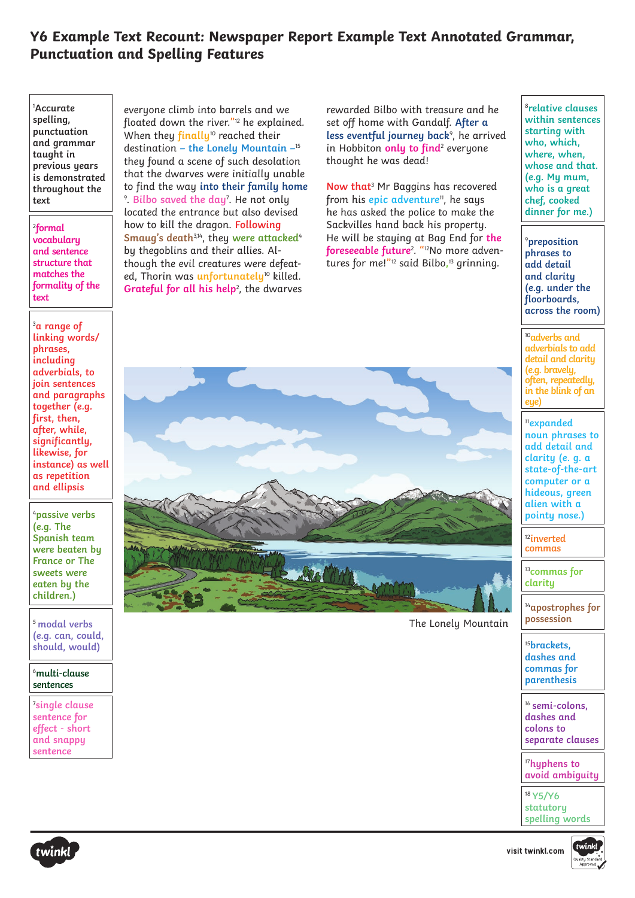# Y6 Example Text Recount: Newspaper Report Example Text Annotated Grammar, Punctuation and Spelling Features

everyone climb into barrels and we floated down the river."[12] he explained. When they finally[10] reached their destination – the Lonely Mountain –[15] they found a scene of such desolation that the dwarves were initially unable to find the way into their family home[9]. Bilbo saved the day[7]. He not only located the entrance but also devised how to kill the dragon. Following Smaug's death[3,14], they were attacked[4] by thegoblins and their allies. Although the evil creatures were defeated, Thorin was unfortunately[10] killed. Grateful for all his help[2], the dwarves rewarded Bilbo with treasure and he set off home with Gandalf. After a less eventful journey back[9], he arrived in Hobbiton only to find[2] everyone thought he was dead!

Now that[3] Mr Baggins has recovered from his epic adventure[11], he says he has asked the police to make the Sackvilles hand back his property. He will be staying at Bag End for the foreseeable future[2]. "[12]No more adventures for me!"[12] said Bilbo,[13] grinning.

The Lonely Mountain

[1] Accurate spelling, punctuation and grammar taught in previous years is demonstrated throughout the text

[2] formal vocabulary and sentence structure that matches the formality of the text

[3] a range of linking words/ phrases, including adverbials, to join sentences and paragraphs together (e.g. first, then, after, while, significantly, likewise, for instance) as well as repetition and ellipsis

[4] passive verbs (e.g. The Spanish team were beaten by France or The sweets were eaten by the children.)

[5] modal verbs (e.g. can, could, should, would)

[6] multi-clause sentences

[7] single clause sentence for effect - short and snappy sentence

[8] relative clauses within sentences starting with who, which, where, when, whose and that. (e.g. My mum, who is a great chef, cooked dinner for me.)

[9] preposition phrases to add detail and clarity (e.g. under the floorboards, across the room)

[10] adverbs and adverbials to add detail and clarity (e.g. bravely, often, repeatedly, in the blink of an eye)

[11] expanded noun phrases to add detail and clarity (e. g. a state-of-the-art computer or a hideous, green alien with a pointy nose.)

[12] inverted commas

[13] commas for clarity

[14] apostrophes for possession

[15] brackets, dashes and commas for parenthesis

[16] semi-colons, dashes and colons to separate clauses

[17] hyphens to avoid ambiguity

[18] Y5/Y6 statutory spelling words